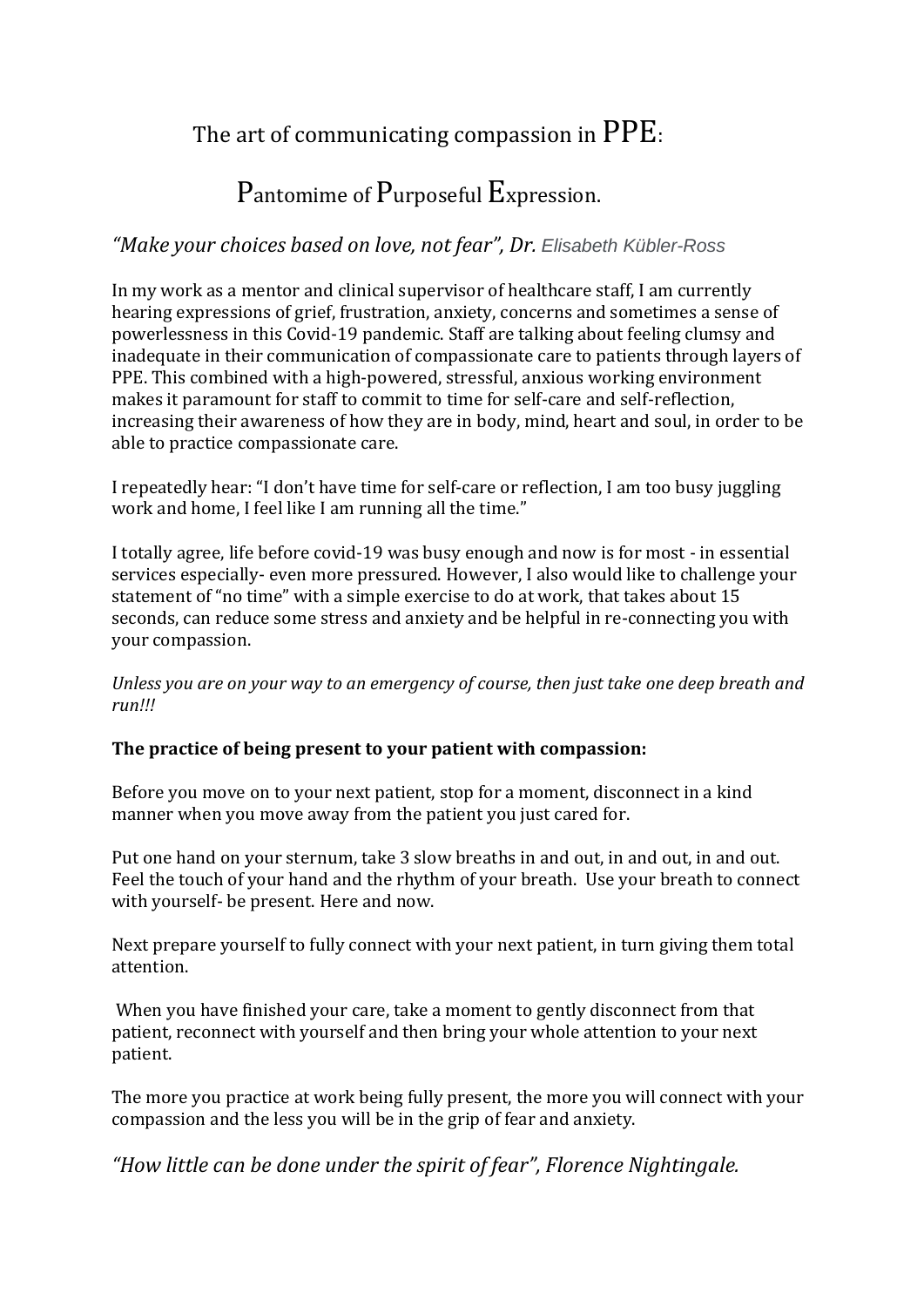# The art of communicating compassion in PPE:

# Pantomime of Purposeful Expression.

*"Make your choices based on love, not fear", Dr. Elisabeth Kübler-Ross*

In my work as a mentor and clinical supervisor of healthcare staff, I am currently hearing expressions of grief, frustration, anxiety, concerns and sometimes a sense of powerlessness in this Covid-19 pandemic. Staff are talking about feeling clumsy and inadequate in their communication of compassionate care to patients through layers of PPE. This combined with a high-powered, stressful, anxious working environment makes it paramount for staff to commit to time for self-care and self-reflection, increasing their awareness of how they are in body, mind, heart and soul, in order to be able to practice compassionate care.

I repeatedly hear: "I don't have time for self-care or reflection, I am too busy juggling work and home, I feel like I am running all the time."

I totally agree, life before covid-19 was busy enough and now is for most - in essential services especially- even more pressured. However, I also would like to challenge your statement of "no time" with a simple exercise to do at work, that takes about 15 seconds, can reduce some stress and anxiety and be helpful in re-connecting you with your compassion.

*Unless you are on your way to an emergency of course, then just take one deep breath and run!!!*

**The practice of being present to your patient with compassion:**

Before you move on to your next patient, stop for a moment, disconnect in a kind manner when you move away from the patient you just cared for.

Put one hand on your sternum, take 3 slow breaths in and out, in and out, in and out. Feel the touch of your hand and the rhythm of your breath. Use your breath to connect with yourself- be present. Here and now.

Next prepare yourself to fully connect with your next patient, in turn giving them total attention.

When you have finished your care, take a moment to gently disconnect from that patient, reconnect with yourself and then bring your whole attention to your next patient.

The more you practice at work being fully present, the more you will connect with your compassion and the less you will be in the grip of fear and anxiety.

*"How little can be done under the spirit of fear", Florence Nightingale.*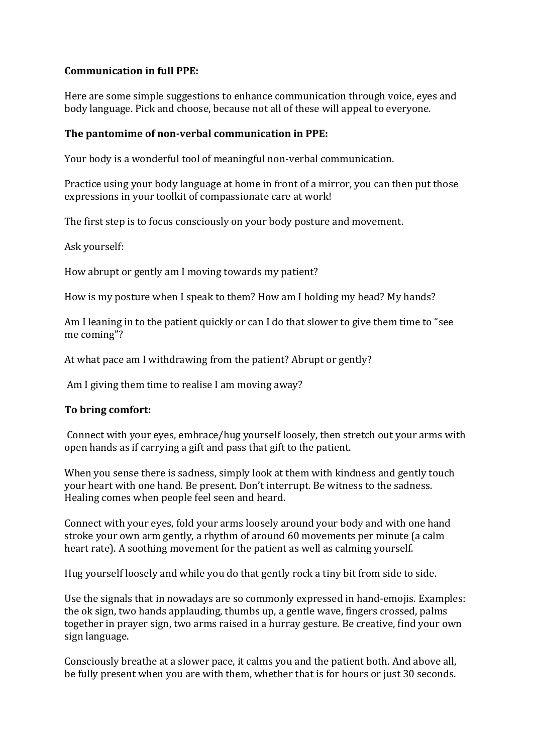**Communication in full PPE:**

Here are some simple suggestions to enhance communication through voice, eyes and body language. Pick and choose, because not all of these will appeal to everyone.

**The pantomime of non-verbal communication in PPE:**

Your body is a wonderful tool of meaningful non-verbal communication.

Practice using your body language at home in front of a mirror, you can then put those expressions in your toolkit of compassionate care at work!

The first step is to focus consciously on your body posture and movement.

Ask yourself:

How abrupt or gently am I moving towards my patient?

How is my posture when I speak to them? How am I holding my head? My hands?

Am I leaning in to the patient quickly or can I do that slower to give them time to "see me coming"?

At what pace am I withdrawing from the patient? Abrupt or gently?

Am I giving them time to realise I am moving away?

**To bring comfort:**

Connect with your eyes, embrace/hug yourself loosely, then stretch out your arms with open hands as if carrying a gift and pass that gift to the patient.

When you sense there is sadness, simply look at them with kindness and gently touch your heart with one hand. Be present. Don't interrupt. Be witness to the sadness. Healing comes when people feel seen and heard.

Connect with your eyes, fold your arms loosely around your body and with one hand stroke your own arm gently, a rhythm of around 60 movements per minute (a calm heart rate). A soothing movement for the patient as well as calming yourself.

Hug yourself loosely and while you do that gently rock a tiny bit from side to side.

Use the signals that in nowadays are so commonly expressed in hand-emojis. Examples: the ok sign, two hands applauding, thumbs up, a gentle wave, fingers crossed, palms together in prayer sign, two arms raised in a hurray gesture. Be creative, find your own sign language.

Consciously breathe at a slower pace, it calms you and the patient both. And above all, be fully present when you are with them, whether that is for hours or just 30 seconds.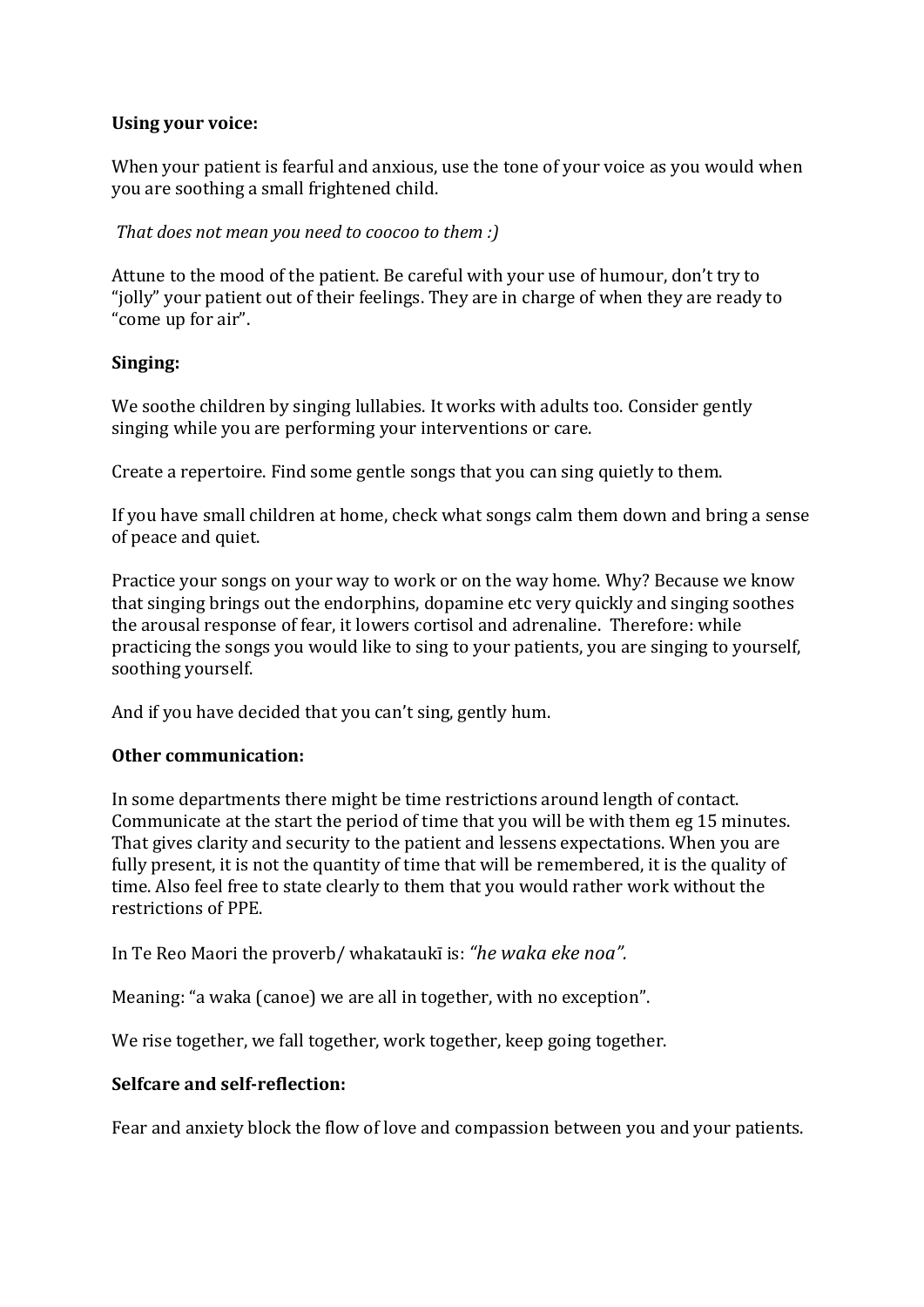**Using your voice:**

When your patient is fearful and anxious, use the tone of your voice as you would when you are soothing a small frightened child.

*That does not mean you need to coocoo to them :)*

Attune to the mood of the patient. Be careful with your use of humour, don't try to "jolly" your patient out of their feelings. They are in charge of when they are ready to "come up for air".

**Singing:**

We soothe children by singing lullabies. It works with adults too. Consider gently singing while you are performing your interventions or care.

Create a repertoire. Find some gentle songs that you can sing quietly to them.

If you have small children at home, check what songs calm them down and bring a sense of peace and quiet.

Practice your songs on your way to work or on the way home. Why? Because we know that singing brings out the endorphins, dopamine etc very quickly and singing soothes the arousal response of fear, it lowers cortisol and adrenaline. Therefore: while practicing the songs you would like to sing to your patients, you are singing to yourself, soothing yourself.

And if you have decided that you can't sing, gently hum.

**Other communication:**

In some departments there might be time restrictions around length of contact. Communicate at the start the period of time that you will be with them eg 15 minutes. That gives clarity and security to the patient and lessens expectations. When you are fully present, it is not the quantity of time that will be remembered, it is the quality of time. Also feel free to state clearly to them that you would rather work without the restrictions of PPE.

In Te Reo Maori the proverb/ whakataukī is: *"he waka eke noa".*

Meaning: "a waka (canoe) we are all in together, with no exception".

We rise together, we fall together, work together, keep going together.

**Selfcare and self-reflection:**

Fear and anxiety block the flow of love and compassion between you and your patients.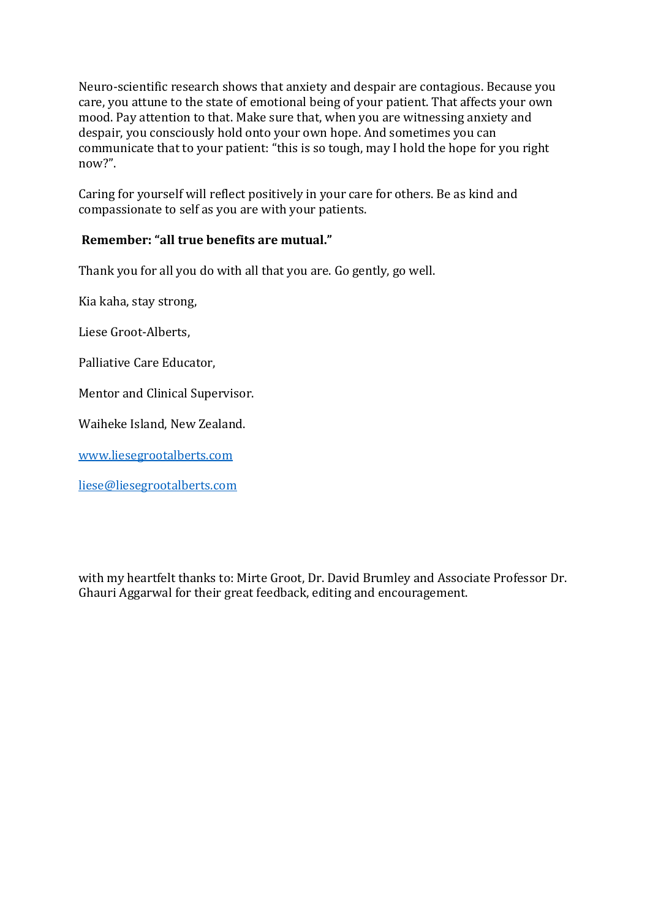Neuro-scientific research shows that anxiety and despair are contagious. Because you care, you attune to the state of emotional being of your patient. That affects your own mood. Pay attention to that. Make sure that, when you are witnessing anxiety and despair, you consciously hold onto your own hope. And sometimes you can communicate that to your patient: "this is so tough, may I hold the hope for you right now?".

Caring for yourself will reflect positively in your care for others. Be as kind and compassionate to self as you are with your patients.

**Remember: "all true benefits are mutual."**

Thank you for all you do with all that you are. Go gently, go well.

Kia kaha, stay strong,

Liese Groot-Alberts,

Palliative Care Educator,

Mentor and Clinical Supervisor.

Waiheke Island, New Zealand.

[www.liesegrootalberts.com](http://www.liesegrootalberts.com)

[liese@liesegrootalberts.com](mailto:liese@liesegrootalberts.com)

with my heartfelt thanks to: Mirte Groot, Dr. David Brumley and Associate Professor Dr. Ghauri Aggarwal for their great feedback, editing and encouragement.